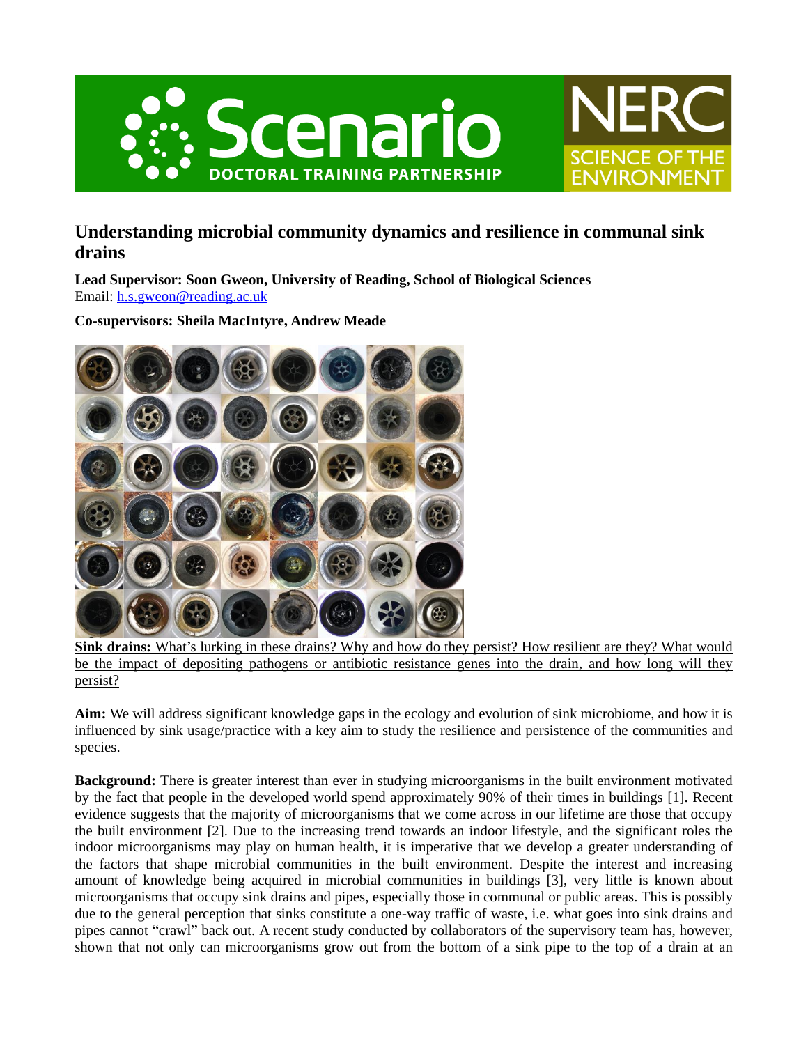# Understanding microbial community dynamics and resilience in communal sink drains

**Lead Supervisor: Soon Gweon, University of Reading, School of Biological Sciences**
Email: h.s.gweon@reading.ac.uk

**Co-supervisors: Sheila MacIntyre, Andrew Meade**

**Sink drains:** What's lurking in these drains? Why and how do they persist? How resilient are they? What would be the impact of depositing pathogens or antibiotic resistance genes into the drain, and how long will they persist?

**Aim:** We will address significant knowledge gaps in the ecology and evolution of sink microbiome, and how it is influenced by sink usage/practice with a key aim to study the resilience and persistence of the communities and species.

**Background:** There is greater interest than ever in studying microorganisms in the built environment motivated by the fact that people in the developed world spend approximately 90% of their times in buildings [1]. Recent evidence suggests that the majority of microorganisms that we come across in our lifetime are those that occupy the built environment [2]. Due to the increasing trend towards an indoor lifestyle, and the significant roles the indoor microorganisms may play on human health, it is imperative that we develop a greater understanding of the factors that shape microbial communities in the built environment. Despite the interest and increasing amount of knowledge being acquired in microbial communities in buildings [3], very little is known about microorganisms that occupy sink drains and pipes, especially those in communal or public areas. This is possibly due to the general perception that sinks constitute a one-way traffic of waste, i.e. what goes into sink drains and pipes cannot "crawl" back out. A recent study conducted by collaborators of the supervisory team has, however, shown that not only can microorganisms grow out from the bottom of a sink pipe to the top of a drain at an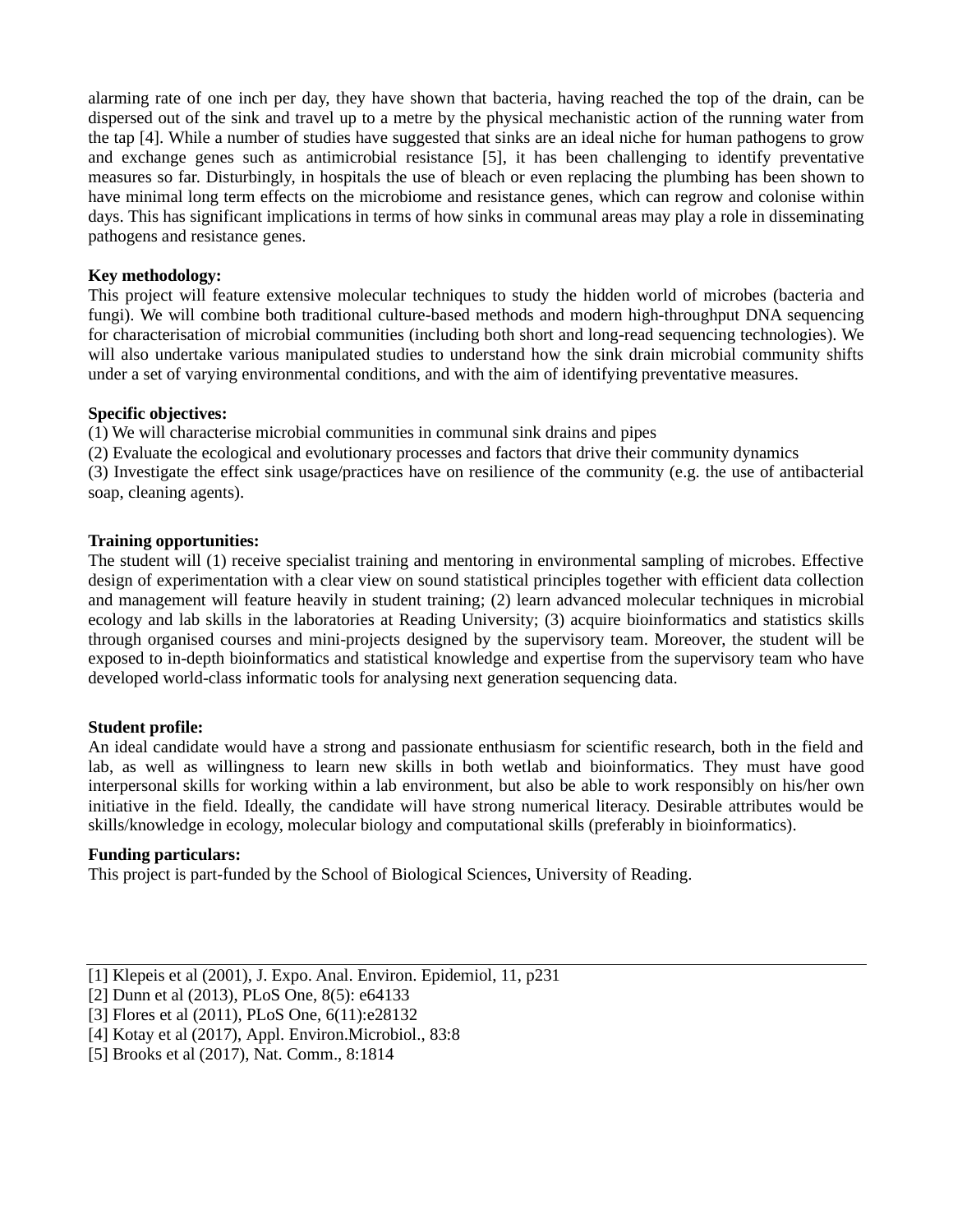alarming rate of one inch per day, they have shown that bacteria, having reached the top of the drain, can be dispersed out of the sink and travel up to a metre by the physical mechanistic action of the running water from the tap [4]. While a number of studies have suggested that sinks are an ideal niche for human pathogens to grow and exchange genes such as antimicrobial resistance [5], it has been challenging to identify preventative measures so far. Disturbingly, in hospitals the use of bleach or even replacing the plumbing has been shown to have minimal long term effects on the microbiome and resistance genes, which can regrow and colonise within days. This has significant implications in terms of how sinks in communal areas may play a role in disseminating pathogens and resistance genes.

**Key methodology:**
This project will feature extensive molecular techniques to study the hidden world of microbes (bacteria and fungi). We will combine both traditional culture-based methods and modern high-throughput DNA sequencing for characterisation of microbial communities (including both short and long-read sequencing technologies). We will also undertake various manipulated studies to understand how the sink drain microbial community shifts under a set of varying environmental conditions, and with the aim of identifying preventative measures.

**Specific objectives:**
(1) We will characterise microbial communities in communal sink drains and pipes
(2) Evaluate the ecological and evolutionary processes and factors that drive their community dynamics
(3) Investigate the effect sink usage/practices have on resilience of the community (e.g. the use of antibacterial soap, cleaning agents).

**Training opportunities:**
The student will (1) receive specialist training and mentoring in environmental sampling of microbes. Effective design of experimentation with a clear view on sound statistical principles together with efficient data collection and management will feature heavily in student training; (2) learn advanced molecular techniques in microbial ecology and lab skills in the laboratories at Reading University; (3) acquire bioinformatics and statistics skills through organised courses and mini-projects designed by the supervisory team. Moreover, the student will be exposed to in-depth bioinformatics and statistical knowledge and expertise from the supervisory team who have developed world-class informatic tools for analysing next generation sequencing data.

**Student profile:**
An ideal candidate would have a strong and passionate enthusiasm for scientific research, both in the field and lab, as well as willingness to learn new skills in both wetlab and bioinformatics. They must have good interpersonal skills for working within a lab environment, but also be able to work responsibly on his/her own initiative in the field. Ideally, the candidate will have strong numerical literacy. Desirable attributes would be skills/knowledge in ecology, molecular biology and computational skills (preferably in bioinformatics).

**Funding particulars:**
This project is part-funded by the School of Biological Sciences, University of Reading.

---

[1] Klepeis et al (2001), J. Expo. Anal. Environ. Epidemiol, 11, p231
[2] Dunn et al (2013), PLoS One, 8(5): e64133
[3] Flores et al (2011), PLoS One, 6(11):e28132
[4] Kotay et al (2017), Appl. Environ.Microbiol., 83:8
[5] Brooks et al (2017), Nat. Comm., 8:1814